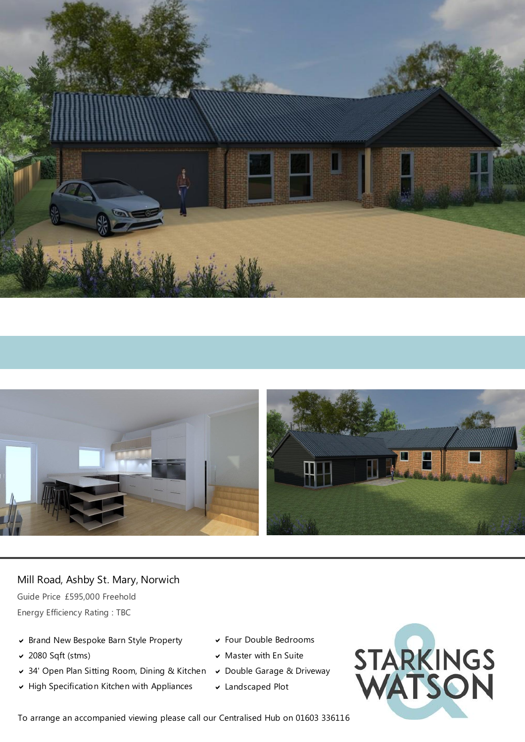# Mill Road, Ashby St. Mary, Norwich

Guide Price £595,000 Freehold

Energy Efficiency Rating : TBC

- Brand New Bespoke Barn Style Property
- 2080 Sqft (stms)
- 34' Open Plan Sitting Room, Dining & Kitchen
- High Specification Kitchen with Appliances
- Four Double Bedrooms
- Master with En Suite
- Double Garage & Driveway
- Landscaped Plot

STARKINGS & WATSON

To arrange an accompanied viewing please call our Centralised Hub on 01603 336116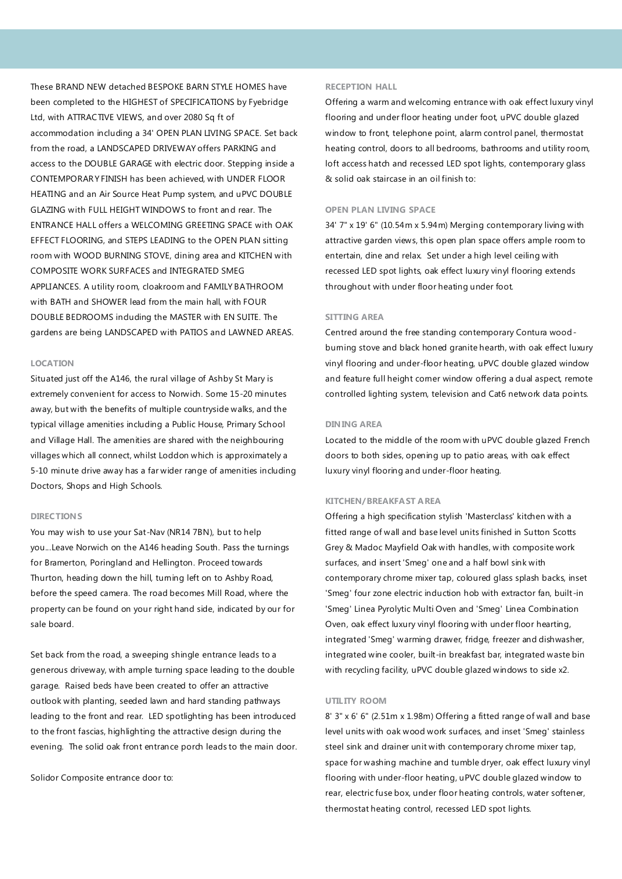These BRAND NEW detached BESPOKE BARN STYLE HOMES have been completed to the HIGHEST of SPECIFICATIONS by Fyebridge Ltd, with ATTRACTIVE VIEWS, and over 2080 Sq ft of accommodation including a 34' OPEN PLAN LIVING SPACE. Set back from the road, a LANDSCAPED DRIVEWAY offers PARKING and access to the DOUBLE GARAGE with electric door. Stepping inside a CONTEMPORARY FINISH has been achieved, with UNDER FLOOR HEATING and an Air Source Heat Pump system, and uPVC DOUBLE GLAZING with FULL HEIGHT WINDOWS to front and rear. The ENTRANCE HALL offers a WELCOMING GREETING SPACE with OAK EFFECT FLOORING, and STEPS LEADING to the OPEN PLAN sitting room with WOOD BURNING STOVE, dining area and KITCHEN with COMPOSITE WORK SURFACES and INTEGRATED SMEG APPLIANCES. A utility room, cloakroom and FAMILY BATHROOM with BATH and SHOWER lead from the main hall, with FOUR DOUBLE BEDROOMS including the MASTER with EN SUITE. The gardens are being LANDSCAPED with PATIOS and LAWNED AREAS.

### LOCATION

Situated just off the A146, the rural village of Ashby St Mary is extremely convenient for access to Norwich. Some 15-20 minutes away, but with the benefits of multiple countryside walks, and the typical village amenities including a Public House, Primary School and Village Hall. The amenities are shared with the neighbouring villages which all connect, whilst Loddon which is approximately a 5-10 minute drive away has a far wider range of amenities including Doctors, Shops and High Schools.

### DIRECTIONS

You may wish to use your Sat-Nav (NR14 7BN), but to help you...Leave Norwich on the A146 heading South. Pass the turnings for Bramerton, Poringland and Hellington. Proceed towards Thurton, heading down the hill, turning left on to Ashby Road, before the speed camera. The road becomes Mill Road, where the property can be found on your right hand side, indicated by our for sale board.

Set back from the road, a sweeping shingle entrance leads to a generous driveway, with ample turning space leading to the double garage. Raised beds have been created to offer an attractive outlook with planting, seeded lawn and hard standing pathways leading to the front and rear. LED spotlighting has been introduced to the front fascias, highlighting the attractive design during the evening. The solid oak front entrance porch leads to the main door.

Solidor Composite entrance door to:

### RECEPTION HALL

Offering a warm and welcoming entrance with oak effect luxury vinyl flooring and under floor heating under foot, uPVC double glazed window to front, telephone point, alarm control panel, thermostat heating control, doors to all bedrooms, bathrooms and utility room, loft access hatch and recessed LED spot lights, contemporary glass & solid oak staircase in an oil finish to:

### OPEN PLAN LIVING SPACE

34' 7" x 19' 6" (10.54m x 5.94m) Merging contemporary living with attractive garden views, this open plan space offers ample room to entertain, dine and relax. Set under a high level ceiling with recessed LED spot lights, oak effect luxury vinyl flooring extends throughout with under floor heating under foot.

### SITTING AREA

Centred around the free standing contemporary Contura wood-burning stove and black honed granite hearth, with oak effect luxury vinyl flooring and under-floor heating, uPVC double glazed window and feature full height corner window offering a dual aspect, remote controlled lighting system, television and Cat6 network data points.

### DINING AREA

Located to the middle of the room with uPVC double glazed French doors to both sides, opening up to patio areas, with oak effect luxury vinyl flooring and under-floor heating.

### KITCHEN/BREAKFAST AREA

Offering a high specification stylish 'Masterclass' kitchen with a fitted range of wall and base level units finished in Sutton Scotts Grey & Madoc Mayfield Oak with handles, with composite work surfaces, and insert 'Smeg' one and a half bowl sink with contemporary chrome mixer tap, coloured glass splash backs, inset 'Smeg' four zone electric induction hob with extractor fan, built-in 'Smeg' Linea Pyrolytic Multi Oven and 'Smeg' Linea Combination Oven, oak effect luxury vinyl flooring with under floor hearting, integrated 'Smeg' warming drawer, fridge, freezer and dishwasher, integrated wine cooler, built-in breakfast bar, integrated waste bin with recycling facility, uPVC double glazed windows to side x2.

### UTILITY ROOM

8' 3" x 6' 6" (2.51m x 1.98m) Offering a fitted range of wall and base level units with oak wood work surfaces, and inset 'Smeg' stainless steel sink and drainer unit with contemporary chrome mixer tap, space for washing machine and tumble dryer, oak effect luxury vinyl flooring with under-floor heating, uPVC double glazed window to rear, electric fuse box, under floor heating controls, water softener, thermostat heating control, recessed LED spot lights.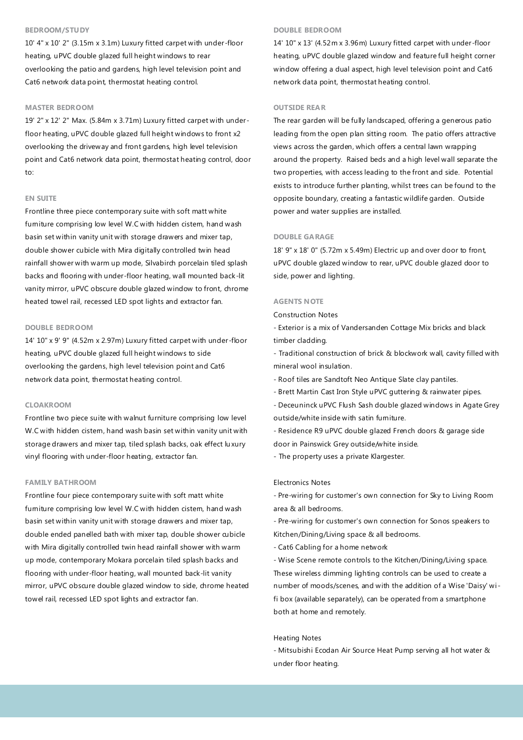### BEDROOM/STUDY

10' 4" x 10' 2" (3.15m x 3.1m) Luxury fitted carpet with under-floor heating, uPVC double glazed full height windows to rear overlooking the patio and gardens, high level television point and Cat6 network data point, thermostat heating control.

### MASTER BEDROOM

19' 2" x 12' 2" Max. (5.84m x 3.71m) Luxury fitted carpet with under-floor heating, uPVC double glazed full height windows to front x2 overlooking the driveway and front gardens, high level television point and Cat6 network data point, thermostat heating control, door to:

### EN SUITE

Frontline three piece contemporary suite with soft matt white furniture comprising low level W.C with hidden cistern, hand wash basin set within vanity unit with storage drawers and mixer tap, double shower cubicle with Mira digitally controlled twin head rainfall shower with warm up mode, Silvabirch porcelain tiled splash backs and flooring with under-floor heating, wall mounted back-lit vanity mirror, uPVC obscure double glazed window to front, chrome heated towel rail, recessed LED spot lights and extractor fan.

### DOUBLE BEDROOM

14' 10" x 9' 9" (4.52m x 2.97m) Luxury fitted carpet with under-floor heating, uPVC double glazed full height windows to side overlooking the gardens, high level television point and Cat6 network data point, thermostat heating control.

### CLOAKROOM

Frontline two piece suite with walnut furniture comprising low level W.C with hidden cistern, hand wash basin set within vanity unit with storage drawers and mixer tap, tiled splash backs, oak effect luxury vinyl flooring with under-floor heating, extractor fan.

### FAMILY BATHROOM

Frontline four piece contemporary suite with soft matt white furniture comprising low level W.C with hidden cistern, hand wash basin set within vanity unit with storage drawers and mixer tap, double ended panelled bath with mixer tap, double shower cubicle with Mira digitally controlled twin head rainfall shower with warm up mode, contemporary Mokara porcelain tiled splash backs and flooring with under-floor heating, wall mounted back-lit vanity mirror, uPVC obscure double glazed window to side, chrome heated towel rail, recessed LED spot lights and extractor fan.

### DOUBLE BEDROOM

14' 10" x 13' (4.52m x 3.96m) Luxury fitted carpet with under-floor heating, uPVC double glazed window and feature full height corner window offering a dual aspect, high level television point and Cat6 network data point, thermostat heating control.

### OUTSIDE REAR

The rear garden will be fully landscaped, offering a generous patio leading from the open plan sitting room. The patio offers attractive views across the garden, which offers a central lawn wrapping around the property. Raised beds and a high level wall separate the two properties, with access leading to the front and side. Potential exists to introduce further planting, whilst trees can be found to the opposite boundary, creating a fantastic wildlife garden. Outside power and water supplies are installed.

### DOUBLE GARAGE

18' 9" x 18' 0" (5.72m x 5.49m) Electric up and over door to front, uPVC double glazed window to rear, uPVC double glazed door to side, power and lighting.

### AGENTS NOTE

Construction Notes

- Exterior is a mix of Vandersanden Cottage Mix bricks and black timber cladding.
- Traditional construction of brick & blockwork wall, cavity filled with mineral wool insulation.
- Roof tiles are Sandtoft Neo Antique Slate clay pantiles.
- Brett Martin Cast Iron Style uPVC guttering & rainwater pipes.
- Deceuninck uPVC Flush Sash double glazed windows in Agate Grey outside/white inside with satin furniture.
- Residence R9 uPVC double glazed French doors & garage side door in Painswick Grey outside/white inside.
- The property uses a private Klargester.

Electronics Notes

- Pre-wiring for customer's own connection for Sky to Living Room area & all bedrooms.
- Pre-wiring for customer's own connection for Sonos speakers to Kitchen/Dining/Living space & all bedrooms.
- Cat6 Cabling for a home network
- Wise Scene remote controls to the Kitchen/Dining/Living space. These wireless dimming lighting controls can be used to create a number of moods/scenes, and with the addition of a Wise 'Daisy' wi-fi box (available separately), can be operated from a smartphone both at home and remotely.

Heating Notes

- Mitsubishi Ecodan Air Source Heat Pump serving all hot water & under floor heating.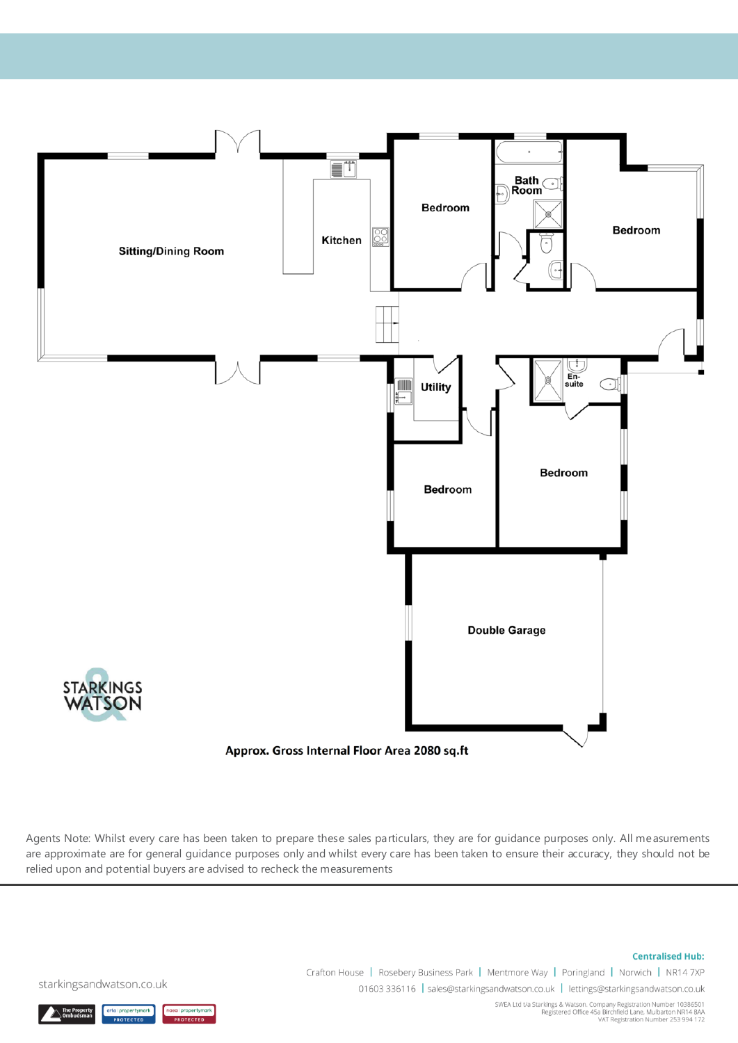Sitting/Dining Room

Kitchen

Bedroom

Bath Room

Bedroom

Utility

En-suite

Bedroom

Bedroom

Double Garage

STARKINGS WATSON

**Approx. Gross Internal Floor Area 2080 sq.ft**

Agents Note: Whilst every care has been taken to prepare these sales particulars, they are for guidance purposes only. All measurements are approximate are for general guidance purposes only and whilst every care has been taken to ensure their accuracy, they should not be relied upon and potential buyers are advised to recheck the measurements

starkingsandwatson.co.uk

**Centralised Hub:**

Crafton House | Rosebery Business Park | Mentmore Way | Poringland | Norwich | NR14 7XP

01603 336116 | sales@starkingsandwatson.co.uk | lettings@starkingsandwatson.co.uk

SWEA Ltd t/a Starkings & Watson. Company Registration Number 10386501
Registered Office 45a Birchfield Lane, Mulbarton NR14 8AA
VAT Registration Number 253 994 172

The Property Ombudsman | arla propertymark PROTECTED | naea propertymark PROTECTED